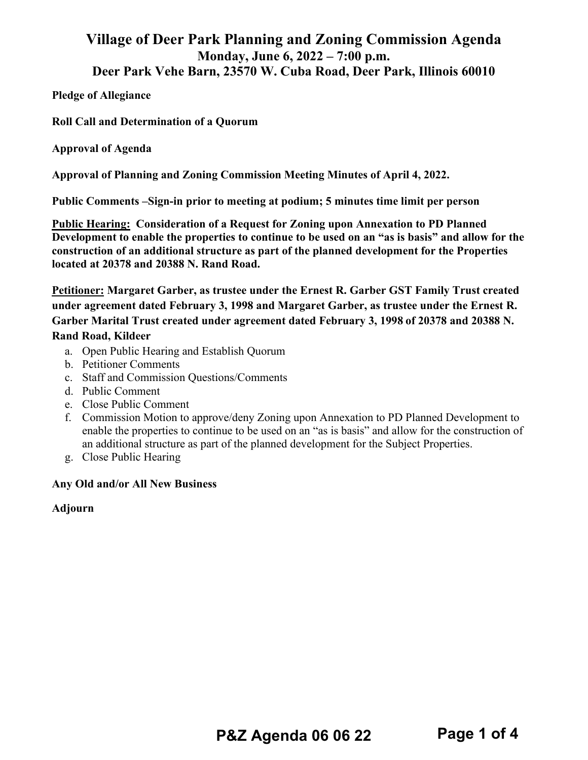# Village of Deer Park Planning and Zoning Commission Agenda

## Monday, June 6, 2022 – 7:00 p.m.

## Deer Park Vehe Barn, 23570 W. Cuba Road, Deer Park, Illinois 60010

**Pledge of Allegiance**

**Roll Call and Determination of a Quorum**

**Approval of Agenda**

**Approval of Planning and Zoning Commission Meeting Minutes of April 4, 2022.**

**Public Comments –Sign-in prior to meeting at podium; 5 minutes time limit per person**

**Public Hearing: Consideration of a Request for Zoning upon Annexation to PD Planned Development to enable the properties to continue to be used on an "as is basis" and allow for the construction of an additional structure as part of the planned development for the Properties located at 20378 and 20388 N. Rand Road.**

**Petitioner: Margaret Garber, as trustee under the Ernest R. Garber GST Family Trust created under agreement dated February 3, 1998 and Margaret Garber, as trustee under the Ernest R. Garber Marital Trust created under agreement dated February 3, 1998 of 20378 and 20388 N. Rand Road, Kildeer**

a. Open Public Hearing and Establish Quorum
b. Petitioner Comments
c. Staff and Commission Questions/Comments
d. Public Comment
e. Close Public Comment
f. Commission Motion to approve/deny Zoning upon Annexation to PD Planned Development to enable the properties to continue to be used on an "as is basis" and allow for the construction of an additional structure as part of the planned development for the Subject Properties.
g. Close Public Hearing

**Any Old and/or All New Business**

**Adjourn**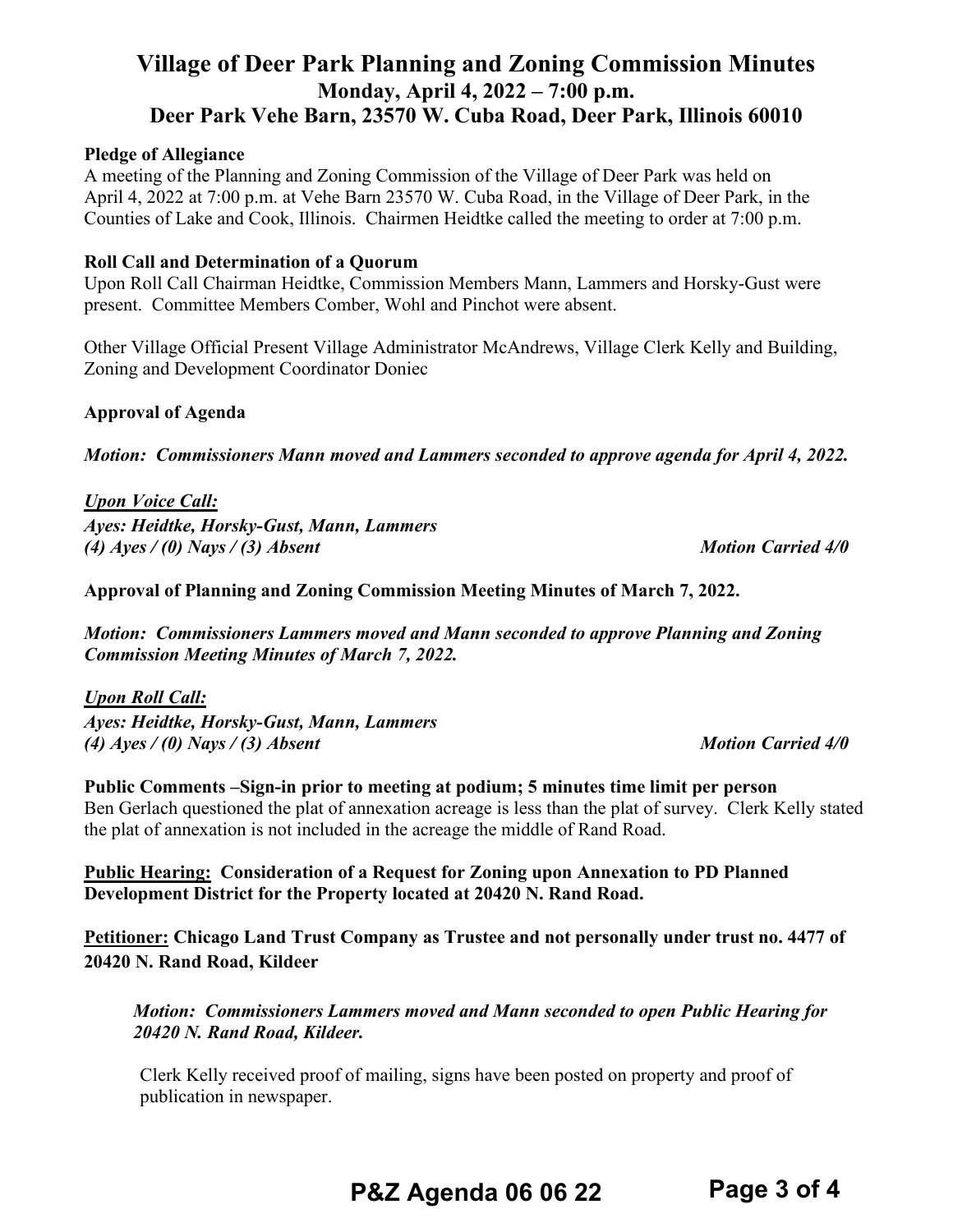# Village of Deer Park Planning and Zoning Commission Minutes
## Monday, April 4, 2022 – 7:00 p.m.
## Deer Park Vehe Barn, 23570 W. Cuba Road, Deer Park, Illinois 60010

**Pledge of Allegiance**

A meeting of the Planning and Zoning Commission of the Village of Deer Park was held on April 4, 2022 at 7:00 p.m. at Vehe Barn 23570 W. Cuba Road, in the Village of Deer Park, in the Counties of Lake and Cook, Illinois. Chairmen Heidtke called the meeting to order at 7:00 p.m.

**Roll Call and Determination of a Quorum**

Upon Roll Call Chairman Heidtke, Commission Members Mann, Lammers and Horsky-Gust were present. Committee Members Comber, Wohl and Pinchot were absent.

Other Village Official Present Village Administrator McAndrews, Village Clerk Kelly and Building, Zoning and Development Coordinator Doniec

**Approval of Agenda**

***Motion: Commissioners Mann moved and Lammers seconded to approve agenda for April 4, 2022.***

***Upon Voice Call:***
***Ayes: Heidtke, Horsky-Gust, Mann, Lammers***
***(4) Ayes / (0) Nays / (3) Absent*** ***Motion Carried 4/0***

**Approval of Planning and Zoning Commission Meeting Minutes of March 7, 2022.**

***Motion: Commissioners Lammers moved and Mann seconded to approve Planning and Zoning Commission Meeting Minutes of March 7, 2022.***

***Upon Roll Call:***
***Ayes: Heidtke, Horsky-Gust, Mann, Lammers***
***(4) Ayes / (0) Nays / (3) Absent*** ***Motion Carried 4/0***

**Public Comments –Sign-in prior to meeting at podium; 5 minutes time limit per person**

Ben Gerlach questioned the plat of annexation acreage is less than the plat of survey. Clerk Kelly stated the plat of annexation is not included in the acreage the middle of Rand Road.

**Public Hearing: Consideration of a Request for Zoning upon Annexation to PD Planned Development District for the Property located at 20420 N. Rand Road.**

**Petitioner: Chicago Land Trust Company as Trustee and not personally under trust no. 4477 of 20420 N. Rand Road, Kildeer**

***Motion: Commissioners Lammers moved and Mann seconded to open Public Hearing for 20420 N. Rand Road, Kildeer.***

Clerk Kelly received proof of mailing, signs have been posted on property and proof of publication in newspaper.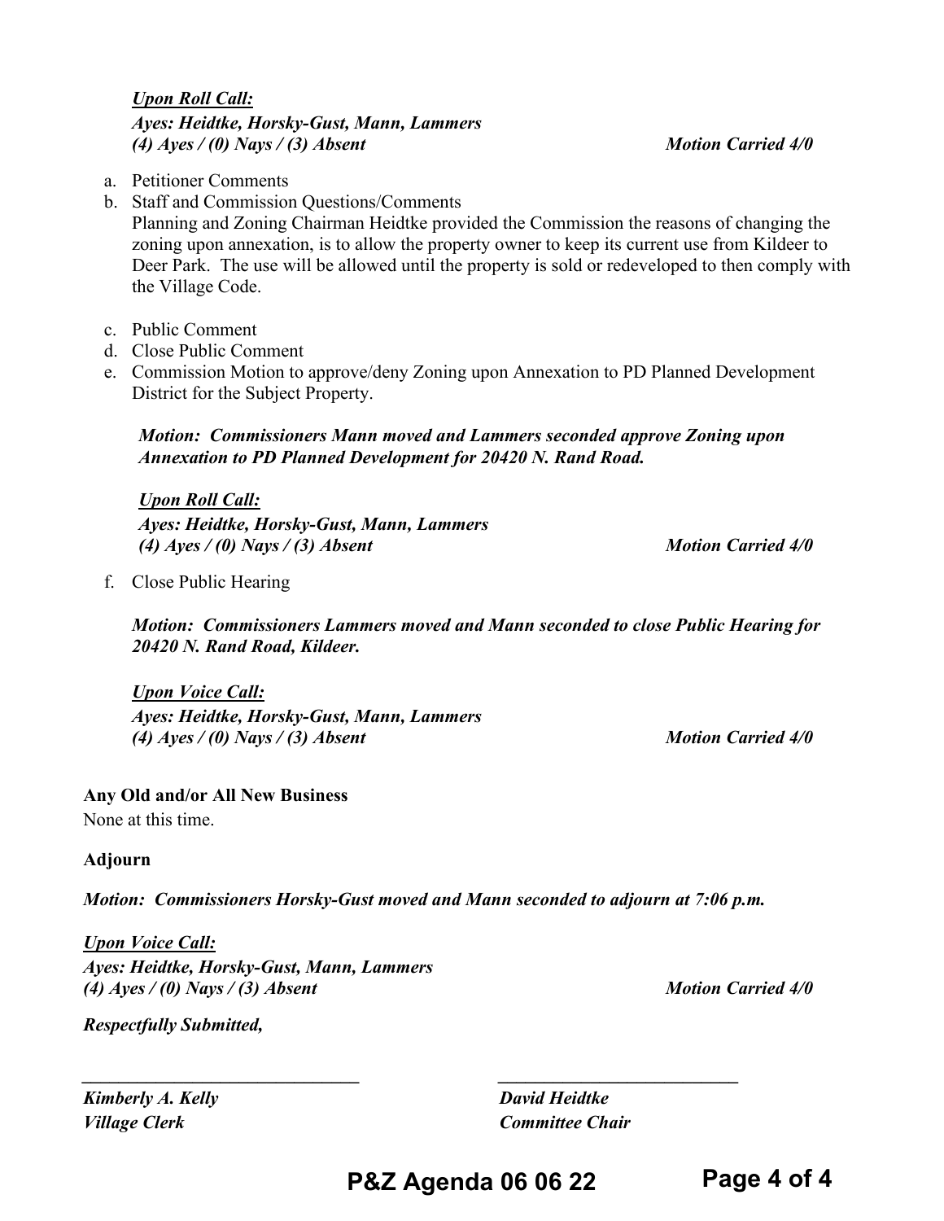***Upon Roll Call:***
***Ayes: Heidtke, Horsky-Gust, Mann, Lammers***
***(4) Ayes / (0) Nays / (3) Absent*** ***Motion Carried 4/0***

a. Petitioner Comments
b. Staff and Commission Questions/Comments
   Planning and Zoning Chairman Heidtke provided the Commission the reasons of changing the zoning upon annexation, is to allow the property owner to keep its current use from Kildeer to Deer Park. The use will be allowed until the property is sold or redeveloped to then comply with the Village Code.

c. Public Comment
d. Close Public Comment
e. Commission Motion to approve/deny Zoning upon Annexation to PD Planned Development District for the Subject Property.

   ***Motion: Commissioners Mann moved and Lammers seconded approve Zoning upon Annexation to PD Planned Development for 20420 N. Rand Road.***

   ***Upon Roll Call:***
   ***Ayes: Heidtke, Horsky-Gust, Mann, Lammers***
   ***(4) Ayes / (0) Nays / (3) Absent*** ***Motion Carried 4/0***

f. Close Public Hearing

   ***Motion: Commissioners Lammers moved and Mann seconded to close Public Hearing for 20420 N. Rand Road, Kildeer.***

   ***Upon Voice Call:***
   ***Ayes: Heidtke, Horsky-Gust, Mann, Lammers***
   ***(4) Ayes / (0) Nays / (3) Absent*** ***Motion Carried 4/0***

**Any Old and/or All New Business**
None at this time.

**Adjourn**

***Motion: Commissioners Horsky-Gust moved and Mann seconded to adjourn at 7:06 p.m.***

***Upon Voice Call:***
***Ayes: Heidtke, Horsky-Gust, Mann, Lammers***
***(4) Ayes / (0) Nays / (3) Absent*** ***Motion Carried 4/0***

***Respectfully Submitted,***

| | |
|---|---|
| ***Kimberly A. Kelly*** | ***David Heidtke*** |
| ***Village Clerk*** | ***Committee Chair*** |

**P&Z Agenda 06 06 22**